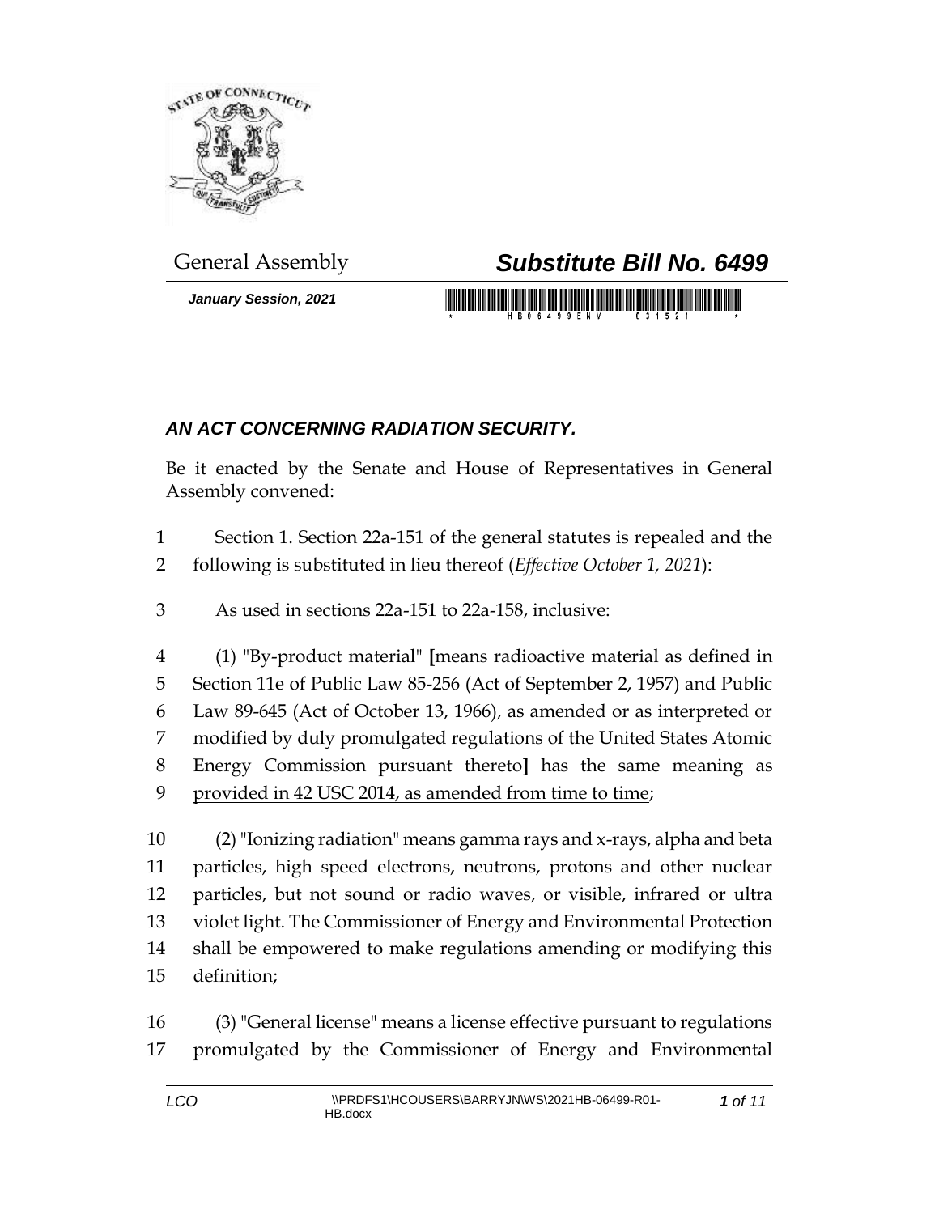General Assembly

# *Substitute Bill No. 6499*

*January Session, 2021*

## *AN ACT CONCERNING RADIATION SECURITY.*

Be it enacted by the Senate and House of Representatives in General Assembly convened:

1 Section 1. Section 22a-151 of the general statutes is repealed and the
2 following is substituted in lieu thereof (*Effective October 1, 2021*):

3 As used in sections 22a-151 to 22a-158, inclusive:

4 (1) "By-product material" **[**means radioactive material as defined in
5 Section 11e of Public Law 85-256 (Act of September 2, 1957) and Public
6 Law 89-645 (Act of October 13, 1966), as amended or as interpreted or
7 modified by duly promulgated regulations of the United States Atomic
8 Energy Commission pursuant thereto**]** <u>has the same meaning as</u>
9 <u>provided in 42 USC 2014, as amended from time to time</u>;

10 (2) "Ionizing radiation" means gamma rays and x-rays, alpha and beta
11 particles, high speed electrons, neutrons, protons and other nuclear
12 particles, but not sound or radio waves, or visible, infrared or ultra
13 violet light. The Commissioner of Energy and Environmental Protection
14 shall be empowered to make regulations amending or modifying this
15 definition;

16 (3) "General license" means a license effective pursuant to regulations
17 promulgated by the Commissioner of Energy and Environmental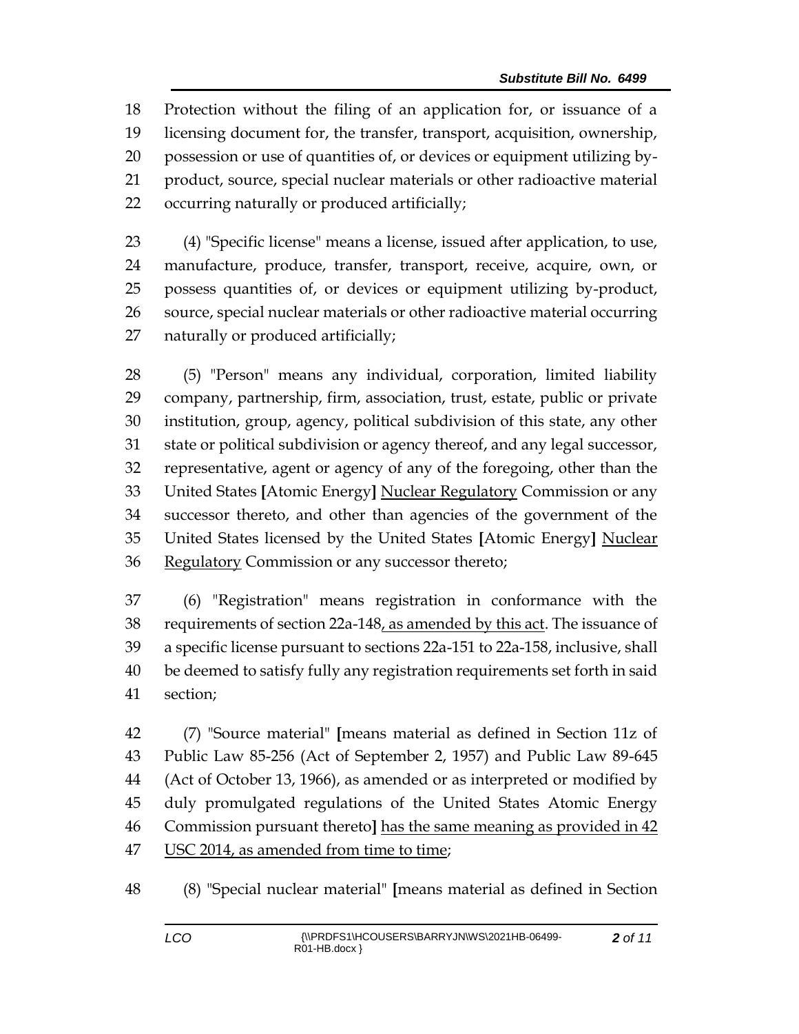Protection without the filing of an application for, or issuance of a licensing document for, the transfer, transport, acquisition, ownership, possession or use of quantities of, or devices or equipment utilizing by-product, source, special nuclear materials or other radioactive material occurring naturally or produced artificially;

(4) "Specific license" means a license, issued after application, to use, manufacture, produce, transfer, transport, receive, acquire, own, or possess quantities of, or devices or equipment utilizing by-product, source, special nuclear materials or other radioactive material occurring naturally or produced artificially;

(5) "Person" means any individual, corporation, limited liability company, partnership, firm, association, trust, estate, public or private institution, group, agency, political subdivision of this state, any other state or political subdivision or agency thereof, and any legal successor, representative, agent or agency of any of the foregoing, other than the United States **[**Atomic Energy**]** <u>Nuclear Regulatory</u> Commission or any successor thereto, and other than agencies of the government of the United States licensed by the United States **[**Atomic Energy**]** <u>Nuclear Regulatory</u> Commission or any successor thereto;

(6) "Registration" means registration in conformance with the requirements of section 22a-148<u>, as amended by this act</u>. The issuance of a specific license pursuant to sections 22a-151 to 22a-158, inclusive, shall be deemed to satisfy fully any registration requirements set forth in said section;

(7) "Source material" **[**means material as defined in Section 11z of Public Law 85-256 (Act of September 2, 1957) and Public Law 89-645 (Act of October 13, 1966), as amended or as interpreted or modified by duly promulgated regulations of the United States Atomic Energy Commission pursuant thereto**]** <u>has the same meaning as provided in 42 USC 2014, as amended from time to time</u>;

(8) "Special nuclear material" **[**means material as defined in Section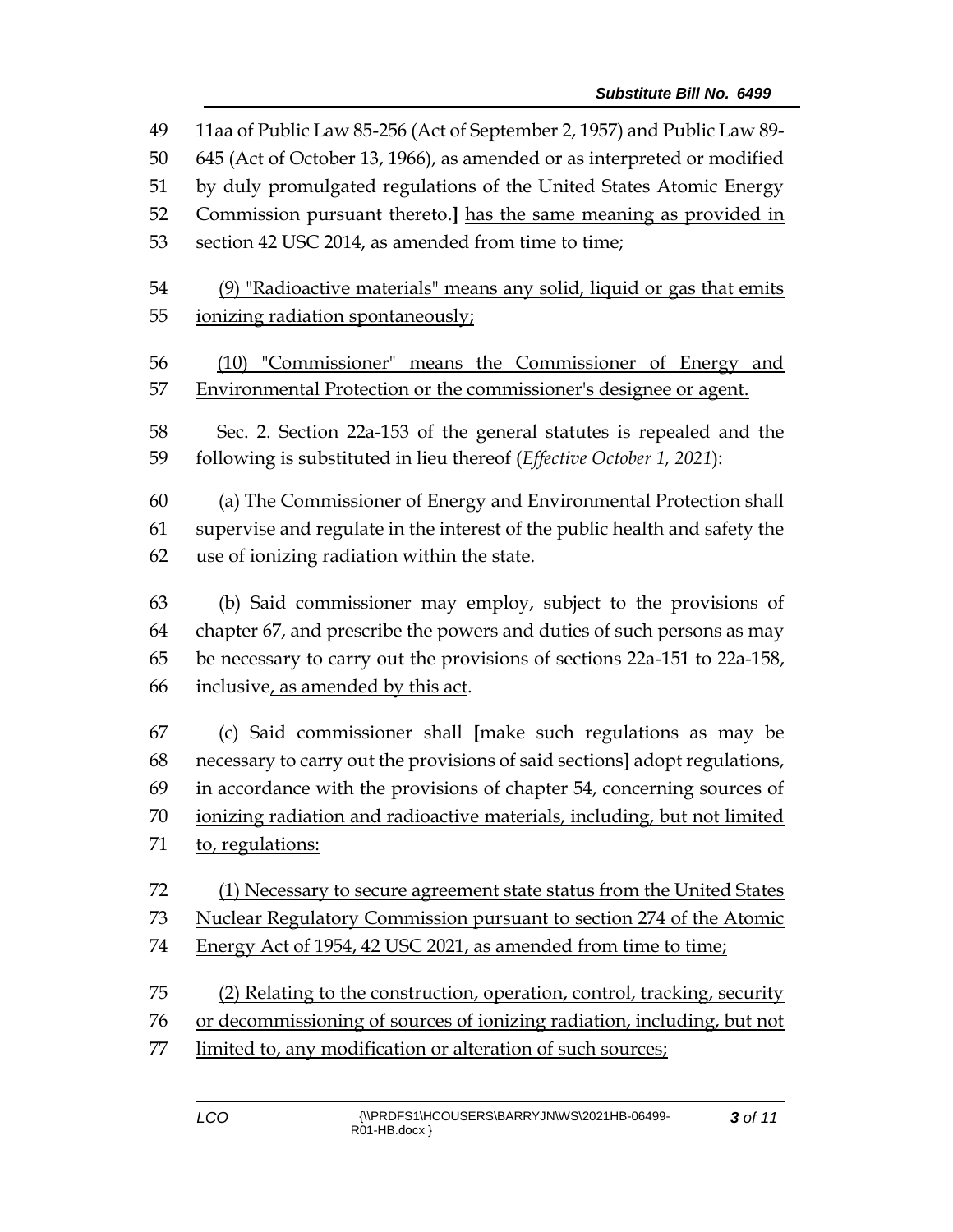11aa of Public Law 85-256 (Act of September 2, 1957) and Public Law 89-645 (Act of October 13, 1966), as amended or as interpreted or modified by duly promulgated regulations of the United States Atomic Energy Commission pursuant thereto.] has the same meaning as provided in section 42 USC 2014, as amended from time to time;

(9) "Radioactive materials" means any solid, liquid or gas that emits ionizing radiation spontaneously;

(10) "Commissioner" means the Commissioner of Energy and Environmental Protection or the commissioner's designee or agent.

Sec. 2. Section 22a-153 of the general statutes is repealed and the following is substituted in lieu thereof (*Effective October 1, 2021*):

(a) The Commissioner of Energy and Environmental Protection shall supervise and regulate in the interest of the public health and safety the use of ionizing radiation within the state.

(b) Said commissioner may employ, subject to the provisions of chapter 67, and prescribe the powers and duties of such persons as may be necessary to carry out the provisions of sections 22a-151 to 22a-158, inclusive, as amended by this act.

(c) Said commissioner shall [make such regulations as may be necessary to carry out the provisions of said sections] adopt regulations, in accordance with the provisions of chapter 54, concerning sources of ionizing radiation and radioactive materials, including, but not limited to, regulations:

(1) Necessary to secure agreement state status from the United States Nuclear Regulatory Commission pursuant to section 274 of the Atomic Energy Act of 1954, 42 USC 2021, as amended from time to time;

(2) Relating to the construction, operation, control, tracking, security or decommissioning of sources of ionizing radiation, including, but not limited to, any modification or alteration of such sources;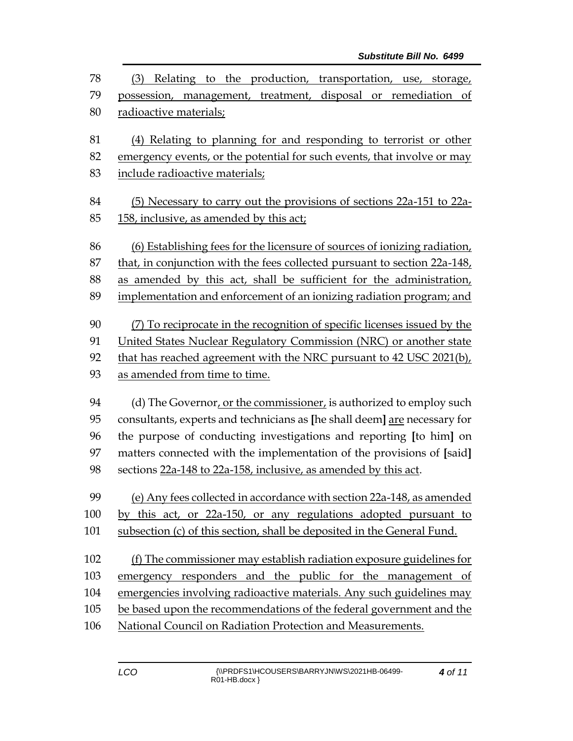(3) Relating to the production, transportation, use, storage, possession, management, treatment, disposal or remediation of radioactive materials;

(4) Relating to planning for and responding to terrorist or other emergency events, or the potential for such events, that involve or may include radioactive materials;

(5) Necessary to carry out the provisions of sections 22a-151 to 22a-158, inclusive, as amended by this act;

(6) Establishing fees for the licensure of sources of ionizing radiation, that, in conjunction with the fees collected pursuant to section 22a-148, as amended by this act, shall be sufficient for the administration, implementation and enforcement of an ionizing radiation program; and

(7) To reciprocate in the recognition of specific licenses issued by the United States Nuclear Regulatory Commission (NRC) or another state that has reached agreement with the NRC pursuant to 42 USC 2021(b), as amended from time to time.

(d) The Governor, or the commissioner, is authorized to employ such consultants, experts and technicians as [he shall deem] are necessary for the purpose of conducting investigations and reporting [to him] on matters connected with the implementation of the provisions of [said] sections 22a-148 to 22a-158, inclusive, as amended by this act.

(e) Any fees collected in accordance with section 22a-148, as amended by this act, or 22a-150, or any regulations adopted pursuant to subsection (c) of this section, shall be deposited in the General Fund.

(f) The commissioner may establish radiation exposure guidelines for emergency responders and the public for the management of emergencies involving radioactive materials. Any such guidelines may be based upon the recommendations of the federal government and the National Council on Radiation Protection and Measurements.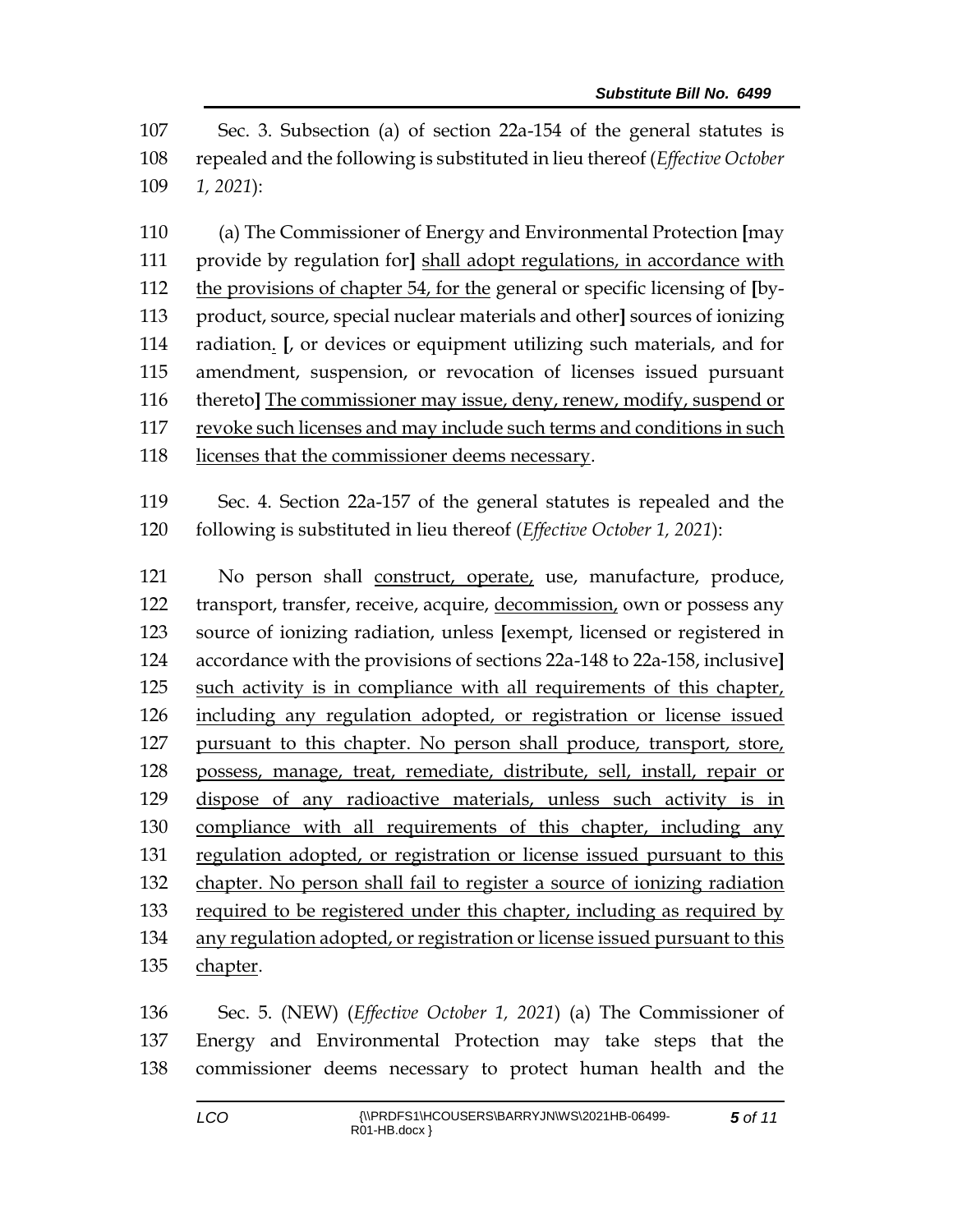107 Sec. 3. Subsection (a) of section 22a-154 of the general statutes is
108 repealed and the following is substituted in lieu thereof (*Effective October*
109 *1, 2021*):

110 (a) The Commissioner of Energy and Environmental Protection [may
111 provide by regulation for] <u>shall adopt regulations, in accordance with</u>
112 <u>the provisions of chapter 54, for the</u> general or specific licensing of [by-
113 product, source, special nuclear materials and other] sources of ionizing
114 radiation<u>.</u> [, or devices or equipment utilizing such materials, and for
115 amendment, suspension, or revocation of licenses issued pursuant
116 thereto] <u>The commissioner may issue, deny, renew, modify, suspend or</u>
117 <u>revoke such licenses and may include such terms and conditions in such</u>
118 <u>licenses that the commissioner deems necessary</u>.

119 Sec. 4. Section 22a-157 of the general statutes is repealed and the
120 following is substituted in lieu thereof (*Effective October 1, 2021*):

121 No person shall <u>construct, operate,</u> use, manufacture, produce,
122 transport, transfer, receive, acquire, <u>decommission,</u> own or possess any
123 source of ionizing radiation, unless [exempt, licensed or registered in
124 accordance with the provisions of sections 22a-148 to 22a-158, inclusive]
125 <u>such activity is in compliance with all requirements of this chapter,</u>
126 <u>including any regulation adopted, or registration or license issued</u>
127 <u>pursuant to this chapter. No person shall produce, transport, store,</u>
128 <u>possess, manage, treat, remediate, distribute, sell, install, repair or</u>
129 <u>dispose of any radioactive materials, unless such activity is in</u>
130 <u>compliance with all requirements of this chapter, including any</u>
131 <u>regulation adopted, or registration or license issued pursuant to this</u>
132 <u>chapter. No person shall fail to register a source of ionizing radiation</u>
133 <u>required to be registered under this chapter, including as required by</u>
134 <u>any regulation adopted, or registration or license issued pursuant to this</u>
135 <u>chapter</u>.

136 Sec. 5. (NEW) (*Effective October 1, 2021*) (a) The Commissioner of
137 Energy and Environmental Protection may take steps that the
138 commissioner deems necessary to protect human health and the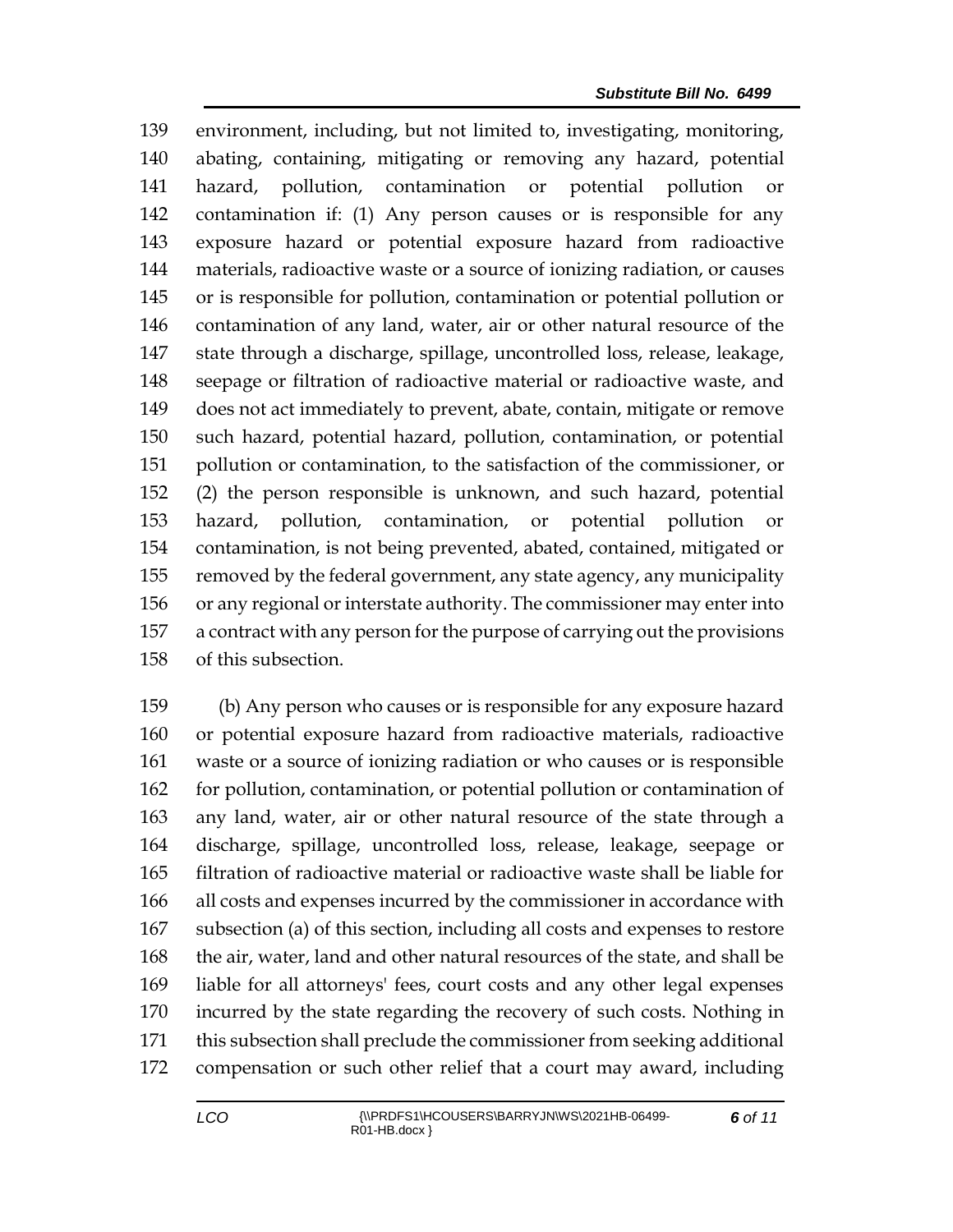environment, including, but not limited to, investigating, monitoring, abating, containing, mitigating or removing any hazard, potential hazard, pollution, contamination or potential pollution or contamination if: (1) Any person causes or is responsible for any exposure hazard or potential exposure hazard from radioactive materials, radioactive waste or a source of ionizing radiation, or causes or is responsible for pollution, contamination or potential pollution or contamination of any land, water, air or other natural resource of the state through a discharge, spillage, uncontrolled loss, release, leakage, seepage or filtration of radioactive material or radioactive waste, and does not act immediately to prevent, abate, contain, mitigate or remove such hazard, potential hazard, pollution, contamination, or potential pollution or contamination, to the satisfaction of the commissioner, or (2) the person responsible is unknown, and such hazard, potential hazard, pollution, contamination, or potential pollution or contamination, is not being prevented, abated, contained, mitigated or removed by the federal government, any state agency, any municipality or any regional or interstate authority. The commissioner may enter into a contract with any person for the purpose of carrying out the provisions of this subsection.

(b) Any person who causes or is responsible for any exposure hazard or potential exposure hazard from radioactive materials, radioactive waste or a source of ionizing radiation or who causes or is responsible for pollution, contamination, or potential pollution or contamination of any land, water, air or other natural resource of the state through a discharge, spillage, uncontrolled loss, release, leakage, seepage or filtration of radioactive material or radioactive waste shall be liable for all costs and expenses incurred by the commissioner in accordance with subsection (a) of this section, including all costs and expenses to restore the air, water, land and other natural resources of the state, and shall be liable for all attorneys' fees, court costs and any other legal expenses incurred by the state regarding the recovery of such costs. Nothing in this subsection shall preclude the commissioner from seeking additional compensation or such other relief that a court may award, including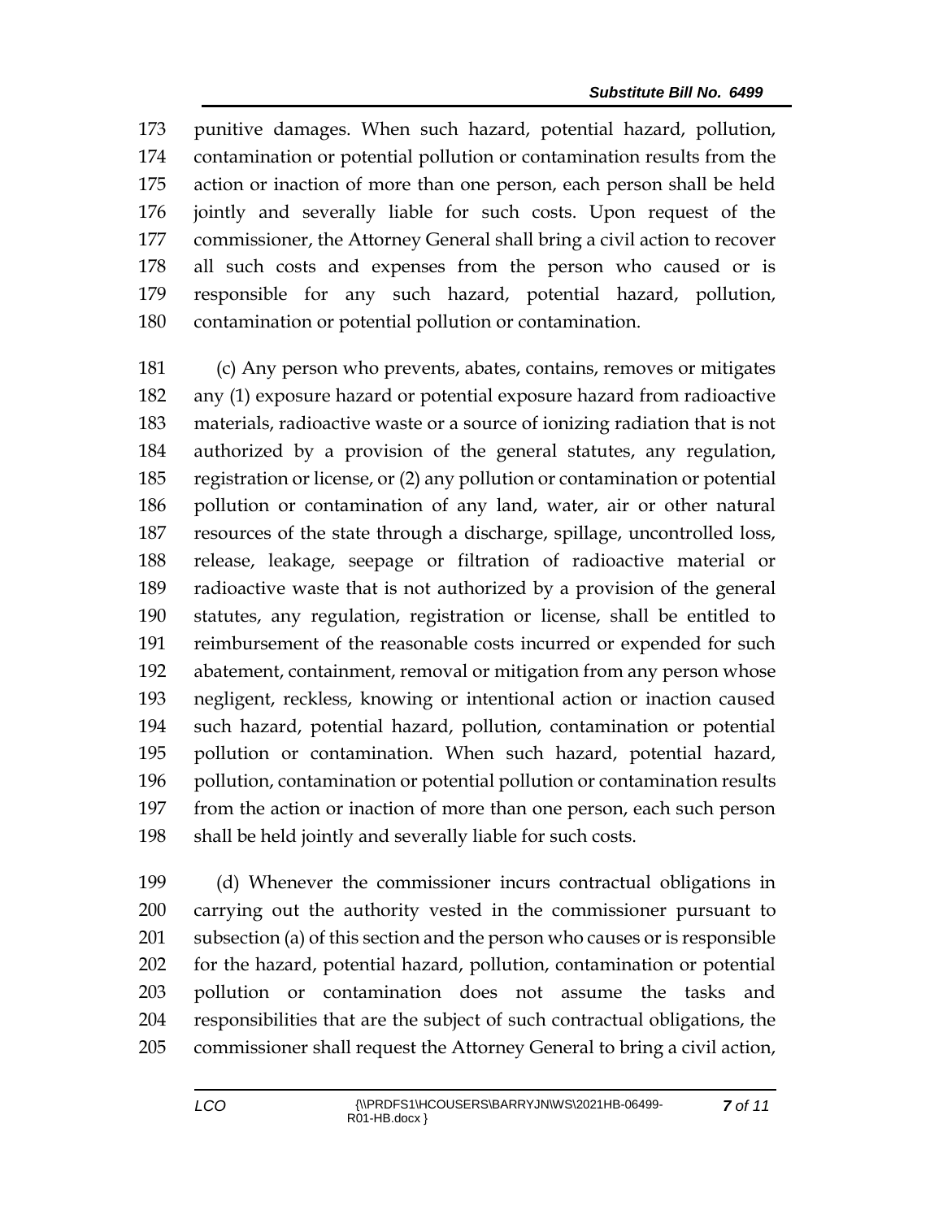punitive damages. When such hazard, potential hazard, pollution, contamination or potential pollution or contamination results from the action or inaction of more than one person, each person shall be held jointly and severally liable for such costs. Upon request of the commissioner, the Attorney General shall bring a civil action to recover all such costs and expenses from the person who caused or is responsible for any such hazard, potential hazard, pollution, contamination or potential pollution or contamination.

(c) Any person who prevents, abates, contains, removes or mitigates any (1) exposure hazard or potential exposure hazard from radioactive materials, radioactive waste or a source of ionizing radiation that is not authorized by a provision of the general statutes, any regulation, registration or license, or (2) any pollution or contamination or potential pollution or contamination of any land, water, air or other natural resources of the state through a discharge, spillage, uncontrolled loss, release, leakage, seepage or filtration of radioactive material or radioactive waste that is not authorized by a provision of the general statutes, any regulation, registration or license, shall be entitled to reimbursement of the reasonable costs incurred or expended for such abatement, containment, removal or mitigation from any person whose negligent, reckless, knowing or intentional action or inaction caused such hazard, potential hazard, pollution, contamination or potential pollution or contamination. When such hazard, potential hazard, pollution, contamination or potential pollution or contamination results from the action or inaction of more than one person, each such person shall be held jointly and severally liable for such costs.

(d) Whenever the commissioner incurs contractual obligations in carrying out the authority vested in the commissioner pursuant to subsection (a) of this section and the person who causes or is responsible for the hazard, potential hazard, pollution, contamination or potential pollution or contamination does not assume the tasks and responsibilities that are the subject of such contractual obligations, the commissioner shall request the Attorney General to bring a civil action,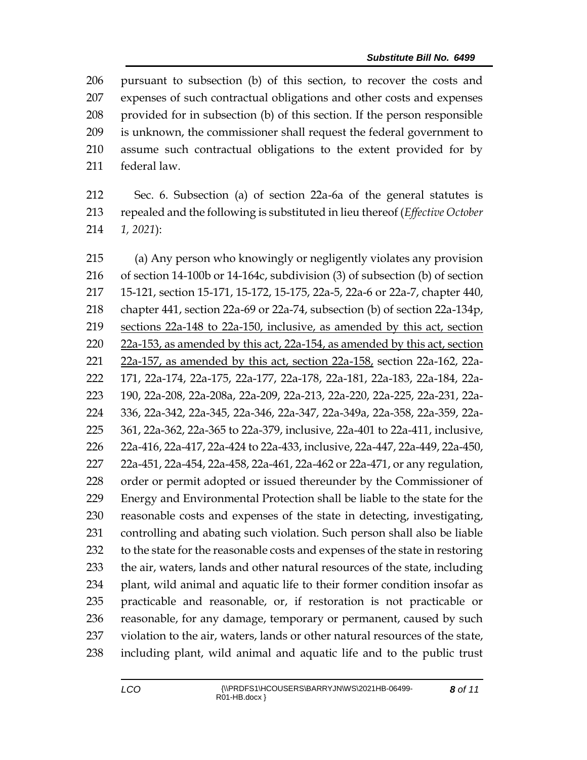pursuant to subsection (b) of this section, to recover the costs and expenses of such contractual obligations and other costs and expenses provided for in subsection (b) of this section. If the person responsible is unknown, the commissioner shall request the federal government to assume such contractual obligations to the extent provided for by federal law.

Sec. 6. Subsection (a) of section 22a-6a of the general statutes is repealed and the following is substituted in lieu thereof (*Effective October 1, 2021*):

(a) Any person who knowingly or negligently violates any provision of section 14-100b or 14-164c, subdivision (3) of subsection (b) of section 15-121, section 15-171, 15-172, 15-175, 22a-5, 22a-6 or 22a-7, chapter 440, chapter 441, section 22a-69 or 22a-74, subsection (b) of section 22a-134p, <u>sections 22a-148 to 22a-150, inclusive, as amended by this act, section 22a-153, as amended by this act, 22a-154, as amended by this act, section 22a-157, as amended by this act, section 22a-158,</u> section 22a-162, 22a-171, 22a-174, 22a-175, 22a-177, 22a-178, 22a-181, 22a-183, 22a-184, 22a-190, 22a-208, 22a-208a, 22a-209, 22a-213, 22a-220, 22a-225, 22a-231, 22a-336, 22a-342, 22a-345, 22a-346, 22a-347, 22a-349a, 22a-358, 22a-359, 22a-361, 22a-362, 22a-365 to 22a-379, inclusive, 22a-401 to 22a-411, inclusive, 22a-416, 22a-417, 22a-424 to 22a-433, inclusive, 22a-447, 22a-449, 22a-450, 22a-451, 22a-454, 22a-458, 22a-461, 22a-462 or 22a-471, or any regulation, order or permit adopted or issued thereunder by the Commissioner of Energy and Environmental Protection shall be liable to the state for the reasonable costs and expenses of the state in detecting, investigating, controlling and abating such violation. Such person shall also be liable to the state for the reasonable costs and expenses of the state in restoring the air, waters, lands and other natural resources of the state, including plant, wild animal and aquatic life to their former condition insofar as practicable and reasonable, or, if restoration is not practicable or reasonable, for any damage, temporary or permanent, caused by such violation to the air, waters, lands or other natural resources of the state, including plant, wild animal and aquatic life and to the public trust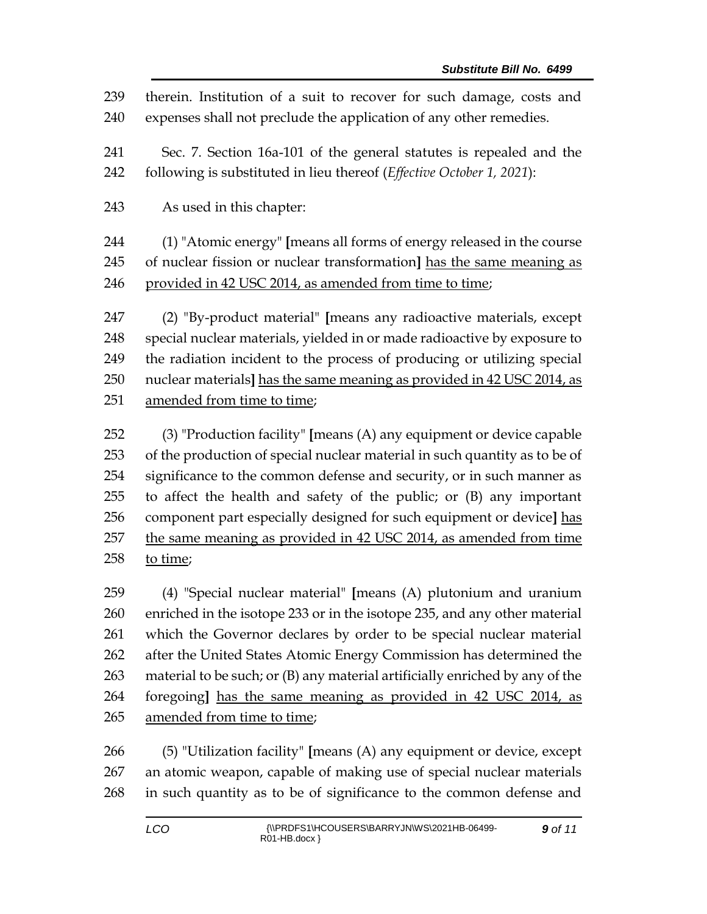therein. Institution of a suit to recover for such damage, costs and expenses shall not preclude the application of any other remedies.

Sec. 7. Section 16a-101 of the general statutes is repealed and the following is substituted in lieu thereof (*Effective October 1, 2021*):

As used in this chapter:

(1) "Atomic energy" [means all forms of energy released in the course of nuclear fission or nuclear transformation] <u>has the same meaning as provided in 42 USC 2014, as amended from time to time</u>;

(2) "By-product material" [means any radioactive materials, except special nuclear materials, yielded in or made radioactive by exposure to the radiation incident to the process of producing or utilizing special nuclear materials] <u>has the same meaning as provided in 42 USC 2014, as amended from time to time</u>;

(3) "Production facility" [means (A) any equipment or device capable of the production of special nuclear material in such quantity as to be of significance to the common defense and security, or in such manner as to affect the health and safety of the public; or (B) any important component part especially designed for such equipment or device] <u>has the same meaning as provided in 42 USC 2014, as amended from time to time</u>;

(4) "Special nuclear material" [means (A) plutonium and uranium enriched in the isotope 233 or in the isotope 235, and any other material which the Governor declares by order to be special nuclear material after the United States Atomic Energy Commission has determined the material to be such; or (B) any material artificially enriched by any of the foregoing] <u>has the same meaning as provided in 42 USC 2014, as amended from time to time</u>;

(5) "Utilization facility" [means (A) any equipment or device, except an atomic weapon, capable of making use of special nuclear materials in such quantity as to be of significance to the common defense and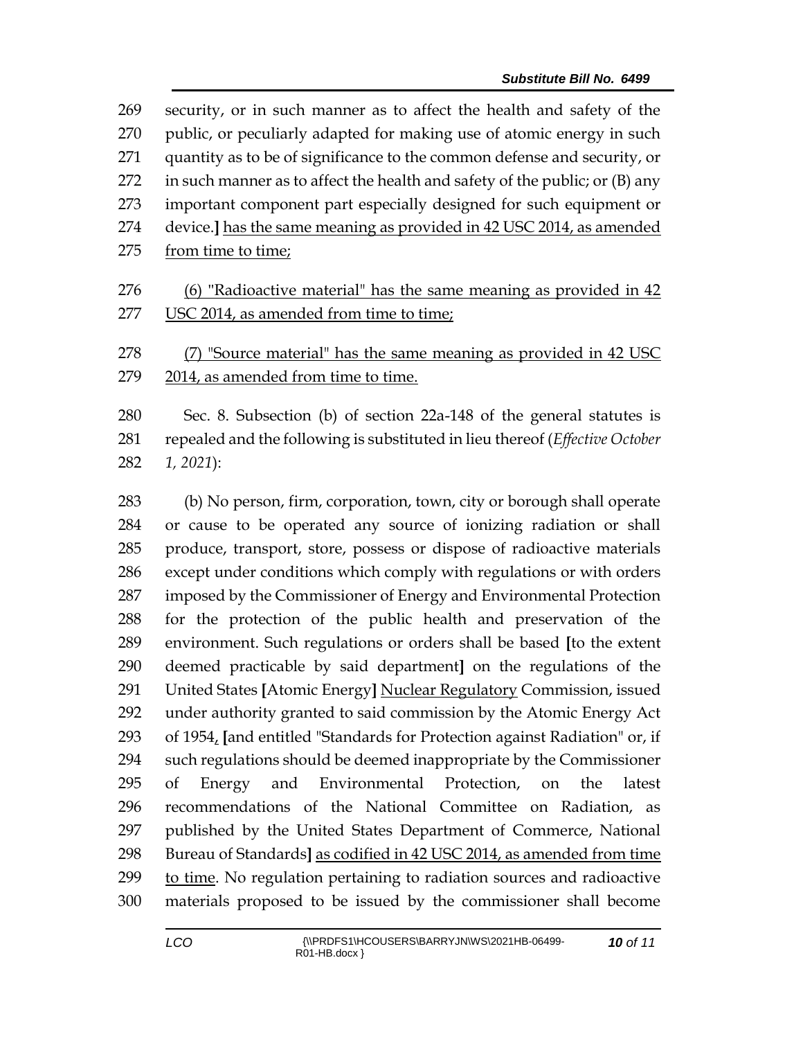269 security, or in such manner as to affect the health and safety of the
270 public, or peculiarly adapted for making use of atomic energy in such
271 quantity as to be of significance to the common defense and security, or
272 in such manner as to affect the health and safety of the public; or (B) any
273 important component part especially designed for such equipment or
274 device.**]** <u>has the same meaning as provided in 42 USC 2014, as amended</u>
275 <u>from time to time;</u>

276 <u>(6) "Radioactive material" has the same meaning as provided in 42</u>
277 <u>USC 2014, as amended from time to time;</u>

278 <u>(7) "Source material" has the same meaning as provided in 42 USC</u>
279 <u>2014, as amended from time to time.</u>

280 Sec. 8. Subsection (b) of section 22a-148 of the general statutes is
281 repealed and the following is substituted in lieu thereof (*Effective October*
282 *1, 2021*):

283 (b) No person, firm, corporation, town, city or borough shall operate
284 or cause to be operated any source of ionizing radiation or shall
285 produce, transport, store, possess or dispose of radioactive materials
286 except under conditions which comply with regulations or with orders
287 imposed by the Commissioner of Energy and Environmental Protection
288 for the protection of the public health and preservation of the
289 environment. Such regulations or orders shall be based **[**to the extent
290 deemed practicable by said department**]** on the regulations of the
291 United States **[**Atomic Energy**]** <u>Nuclear Regulatory</u> Commission, issued
292 under authority granted to said commission by the Atomic Energy Act
293 of 1954<u>,</u> **[**and entitled "Standards for Protection against Radiation" or, if
294 such regulations should be deemed inappropriate by the Commissioner
295 of Energy and Environmental Protection, on the latest
296 recommendations of the National Committee on Radiation, as
297 published by the United States Department of Commerce, National
298 Bureau of Standards**]** <u>as codified in 42 USC 2014, as amended from time</u>
299 <u>to time</u>. No regulation pertaining to radiation sources and radioactive
300 materials proposed to be issued by the commissioner shall become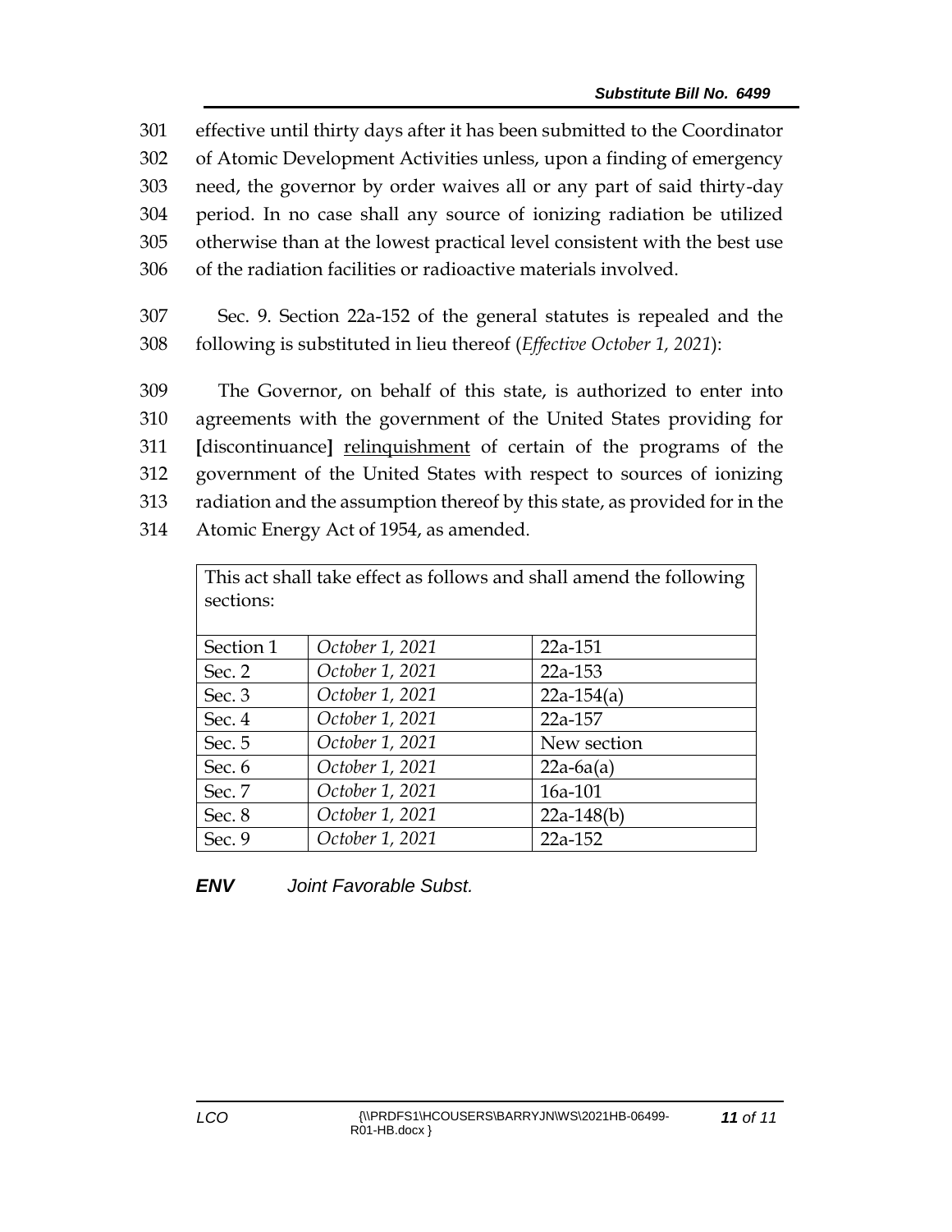301 effective until thirty days after it has been submitted to the Coordinator
302 of Atomic Development Activities unless, upon a finding of emergency
303 need, the governor by order waives all or any part of said thirty-day
304 period. In no case shall any source of ionizing radiation be utilized
305 otherwise than at the lowest practical level consistent with the best use
306 of the radiation facilities or radioactive materials involved.

307 Sec. 9. Section 22a-152 of the general statutes is repealed and the
308 following is substituted in lieu thereof (*Effective October 1, 2021*):

309 The Governor, on behalf of this state, is authorized to enter into
310 agreements with the government of the United States providing for
311 **[**discontinuance**]** <u>relinquishment</u> of certain of the programs of the
312 government of the United States with respect to sources of ionizing
313 radiation and the assumption thereof by this state, as provided for in the
314 Atomic Energy Act of 1954, as amended.

This act shall take effect as follows and shall amend the following sections:

| | | |
|---|---|---|
| Section 1 | *October 1, 2021* | 22a-151 |
| Sec. 2 | *October 1, 2021* | 22a-153 |
| Sec. 3 | *October 1, 2021* | 22a-154(a) |
| Sec. 4 | *October 1, 2021* | 22a-157 |
| Sec. 5 | *October 1, 2021* | New section |
| Sec. 6 | *October 1, 2021* | 22a-6a(a) |
| Sec. 7 | *October 1, 2021* | 16a-101 |
| Sec. 8 | *October 1, 2021* | 22a-148(b) |
| Sec. 9 | *October 1, 2021* | 22a-152 |

***ENV*** *Joint Favorable Subst.*